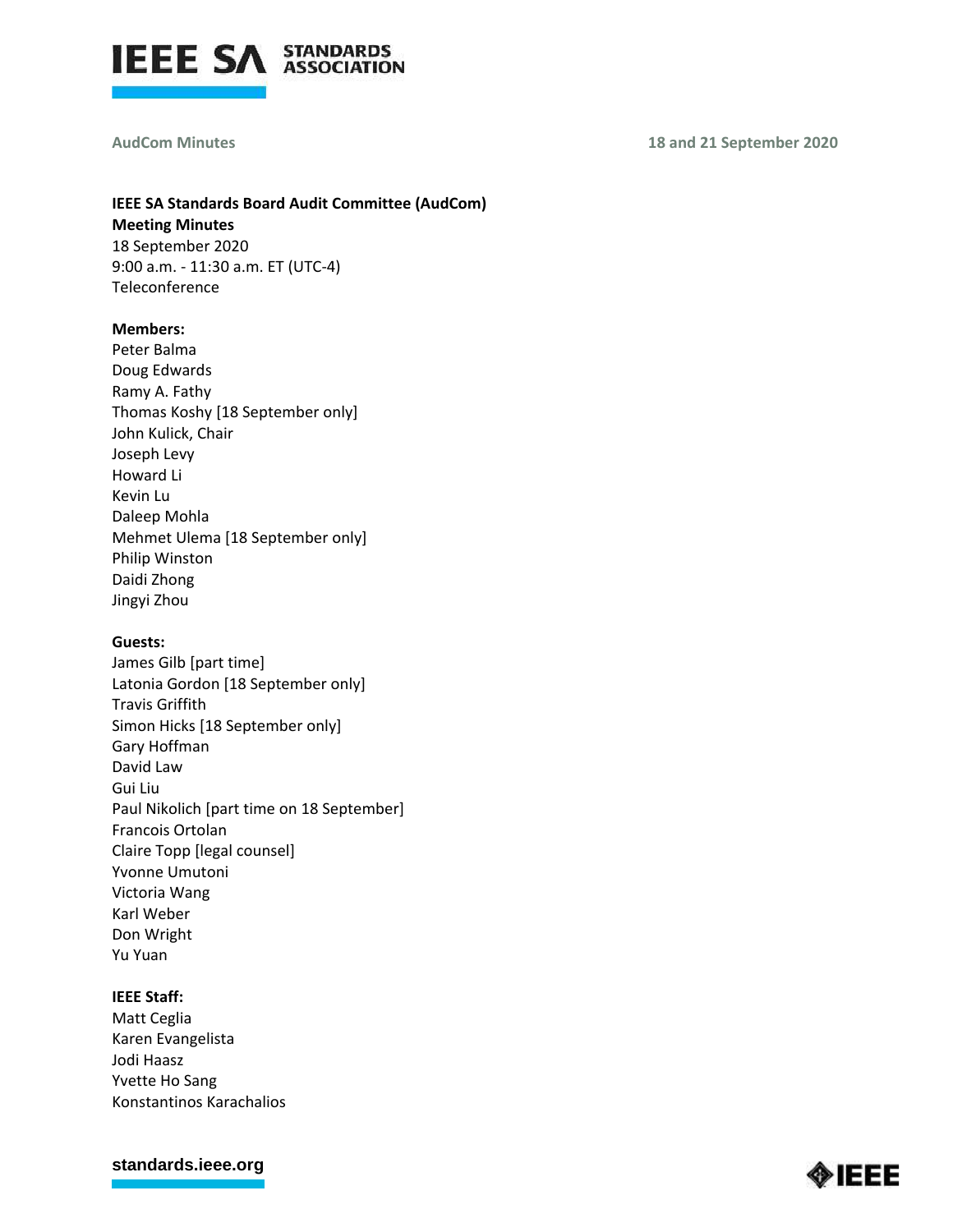**AudCom Minutes** **18 and 21 September 2020**

**IEEE SA Standards Board Audit Committee (AudCom)**
**Meeting Minutes**
18 September 2020
9:00 a.m. - 11:30 a.m. ET (UTC-4)
Teleconference

**Members:**
Peter Balma
Doug Edwards
Ramy A. Fathy
Thomas Koshy [18 September only]
John Kulick, Chair
Joseph Levy
Howard Li
Kevin Lu
Daleep Mohla
Mehmet Ulema [18 September only]
Philip Winston
Daidi Zhong
Jingyi Zhou

**Guests:**
James Gilb [part time]
Latonia Gordon [18 September only]
Travis Griffith
Simon Hicks [18 September only]
Gary Hoffman
David Law
Gui Liu
Paul Nikolich [part time on 18 September]
Francois Ortolan
Claire Topp [legal counsel]
Yvonne Umutoni
Victoria Wang
Karl Weber
Don Wright
Yu Yuan

**IEEE Staff:**
Matt Ceglia
Karen Evangelista
Jodi Haasz
Yvette Ho Sang
Konstantinos Karachalios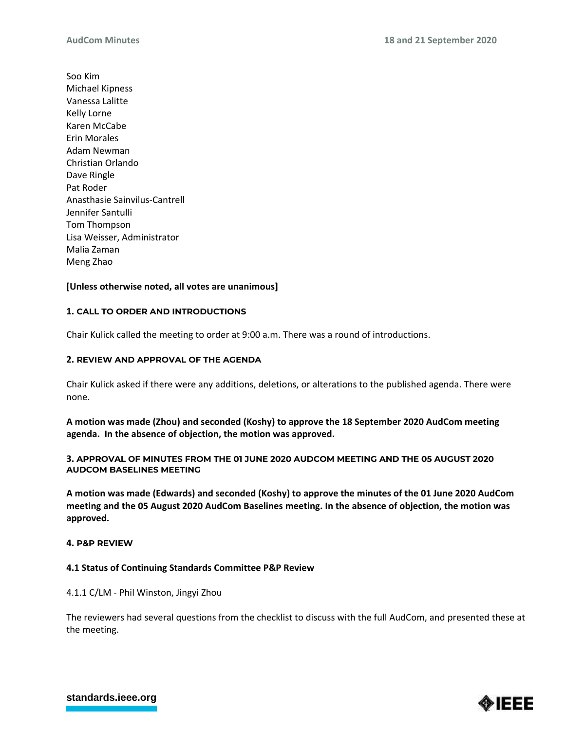Soo Kim
Michael Kipness
Vanessa Lalitte
Kelly Lorne
Karen McCabe
Erin Morales
Adam Newman
Christian Orlando
Dave Ringle
Pat Roder
Anasthasie Sainvilus-Cantrell
Jennifer Santulli
Tom Thompson
Lisa Weisser, Administrator
Malia Zaman
Meng Zhao

**[Unless otherwise noted, all votes are unanimous]**

## 1. CALL TO ORDER AND INTRODUCTIONS

Chair Kulick called the meeting to order at 9:00 a.m. There was a round of introductions.

## 2. REVIEW AND APPROVAL OF THE AGENDA

Chair Kulick asked if there were any additions, deletions, or alterations to the published agenda. There were none.

**A motion was made (Zhou) and seconded (Koshy) to approve the 18 September 2020 AudCom meeting agenda. In the absence of objection, the motion was approved.**

## 3. APPROVAL OF MINUTES FROM THE 01 JUNE 2020 AUDCOM MEETING AND THE 05 AUGUST 2020 AUDCOM BASELINES MEETING

**A motion was made (Edwards) and seconded (Koshy) to approve the minutes of the 01 June 2020 AudCom meeting and the 05 August 2020 AudCom Baselines meeting. In the absence of objection, the motion was approved.**

## 4. P&P REVIEW

### 4.1 Status of Continuing Standards Committee P&P Review

4.1.1 C/LM - Phil Winston, Jingyi Zhou

The reviewers had several questions from the checklist to discuss with the full AudCom, and presented these at the meeting.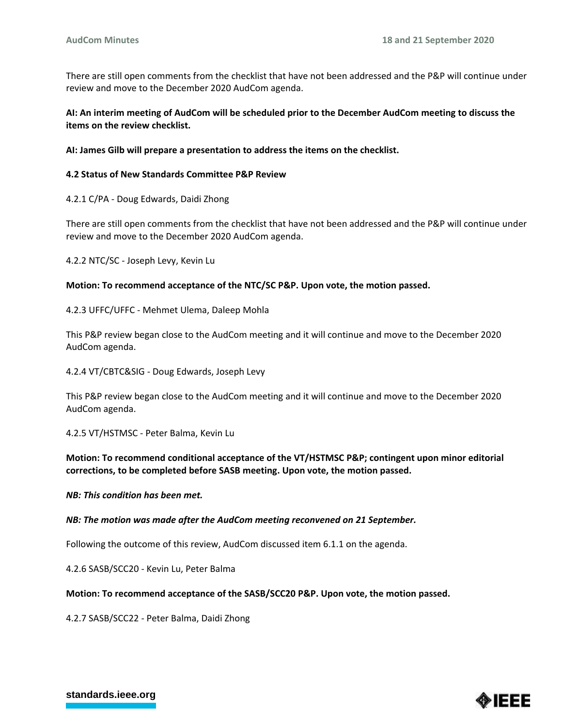There are still open comments from the checklist that have not been addressed and the P&P will continue under review and move to the December 2020 AudCom agenda.

**AI: An interim meeting of AudCom will be scheduled prior to the December AudCom meeting to discuss the items on the review checklist.**

**AI: James Gilb will prepare a presentation to address the items on the checklist.**

**4.2 Status of New Standards Committee P&P Review**

4.2.1 C/PA - Doug Edwards, Daidi Zhong

There are still open comments from the checklist that have not been addressed and the P&P will continue under review and move to the December 2020 AudCom agenda.

4.2.2 NTC/SC - Joseph Levy, Kevin Lu

**Motion: To recommend acceptance of the NTC/SC P&P. Upon vote, the motion passed.**

4.2.3 UFFC/UFFC - Mehmet Ulema, Daleep Mohla

This P&P review began close to the AudCom meeting and it will continue and move to the December 2020 AudCom agenda.

4.2.4 VT/CBTC&SIG - Doug Edwards, Joseph Levy

This P&P review began close to the AudCom meeting and it will continue and move to the December 2020 AudCom agenda.

4.2.5 VT/HSTMSC - Peter Balma, Kevin Lu

**Motion: To recommend conditional acceptance of the VT/HSTMSC P&P; contingent upon minor editorial corrections, to be completed before SASB meeting. Upon vote, the motion passed.**

***NB: This condition has been met.***

***NB: The motion was made after the AudCom meeting reconvened on 21 September.***

Following the outcome of this review, AudCom discussed item 6.1.1 on the agenda.

4.2.6 SASB/SCC20 - Kevin Lu, Peter Balma

**Motion: To recommend acceptance of the SASB/SCC20 P&P. Upon vote, the motion passed.**

4.2.7 SASB/SCC22 - Peter Balma, Daidi Zhong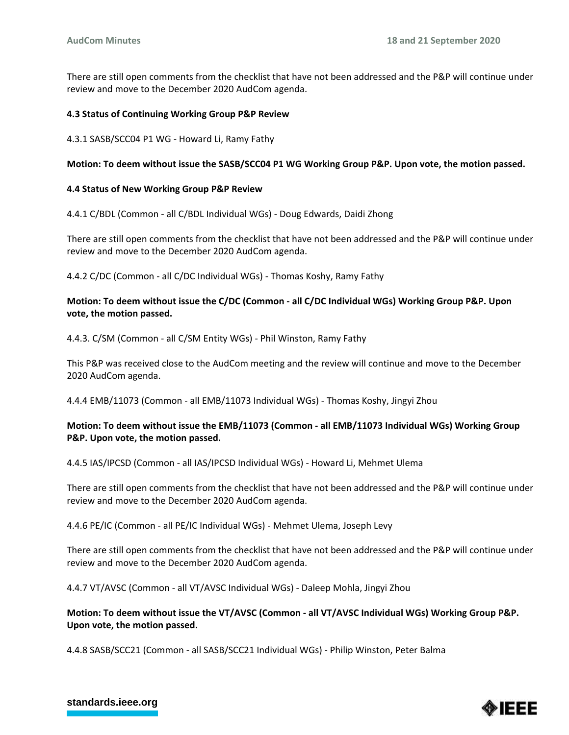There are still open comments from the checklist that have not been addressed and the P&P will continue under review and move to the December 2020 AudCom agenda.

**4.3 Status of Continuing Working Group P&P Review**

4.3.1 SASB/SCC04 P1 WG - Howard Li, Ramy Fathy

**Motion: To deem without issue the SASB/SCC04 P1 WG Working Group P&P. Upon vote, the motion passed.**

**4.4 Status of New Working Group P&P Review**

4.4.1 C/BDL (Common - all C/BDL Individual WGs) - Doug Edwards, Daidi Zhong

There are still open comments from the checklist that have not been addressed and the P&P will continue under review and move to the December 2020 AudCom agenda.

4.4.2 C/DC (Common - all C/DC Individual WGs) - Thomas Koshy, Ramy Fathy

**Motion: To deem without issue the C/DC (Common - all C/DC Individual WGs) Working Group P&P. Upon vote, the motion passed.**

4.4.3. C/SM (Common - all C/SM Entity WGs) - Phil Winston, Ramy Fathy

This P&P was received close to the AudCom meeting and the review will continue and move to the December 2020 AudCom agenda.

4.4.4 EMB/11073 (Common - all EMB/11073 Individual WGs) - Thomas Koshy, Jingyi Zhou

**Motion: To deem without issue the EMB/11073 (Common - all EMB/11073 Individual WGs) Working Group P&P. Upon vote, the motion passed.**

4.4.5 IAS/IPCSD (Common - all IAS/IPCSD Individual WGs) - Howard Li, Mehmet Ulema

There are still open comments from the checklist that have not been addressed and the P&P will continue under review and move to the December 2020 AudCom agenda.

4.4.6 PE/IC (Common - all PE/IC Individual WGs) - Mehmet Ulema, Joseph Levy

There are still open comments from the checklist that have not been addressed and the P&P will continue under review and move to the December 2020 AudCom agenda.

4.4.7 VT/AVSC (Common - all VT/AVSC Individual WGs) - Daleep Mohla, Jingyi Zhou

**Motion: To deem without issue the VT/AVSC (Common - all VT/AVSC Individual WGs) Working Group P&P. Upon vote, the motion passed.**

4.4.8 SASB/SCC21 (Common - all SASB/SCC21 Individual WGs) - Philip Winston, Peter Balma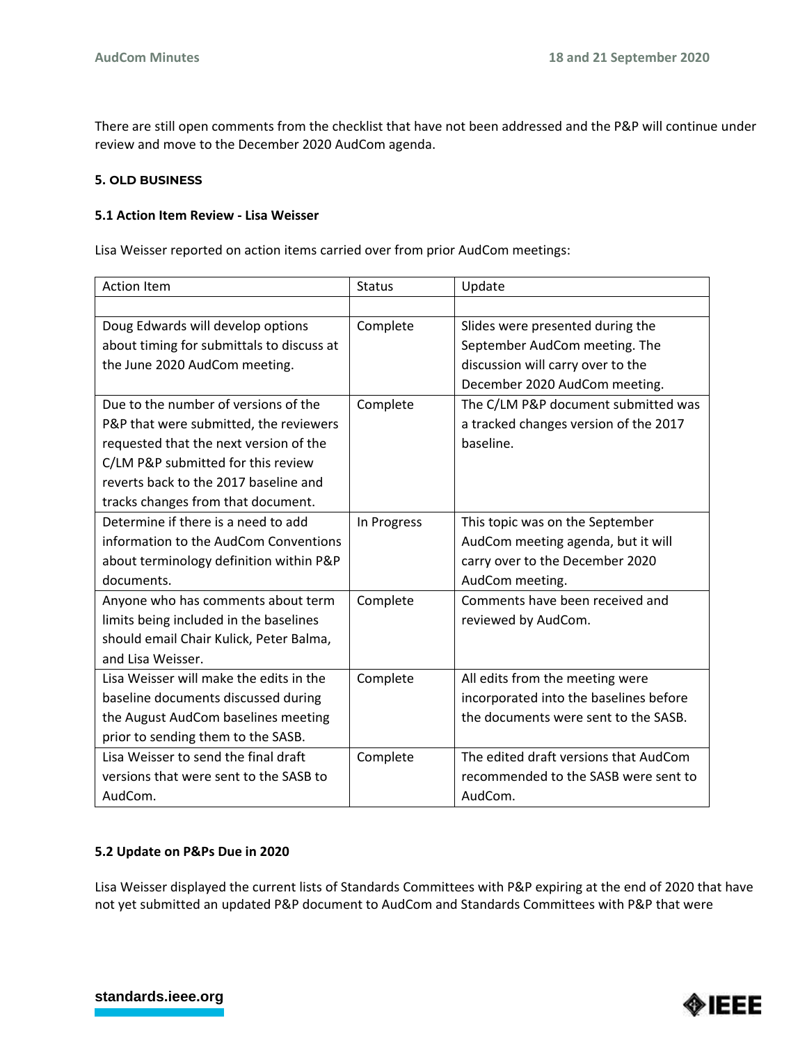There are still open comments from the checklist that have not been addressed and the P&P will continue under review and move to the December 2020 AudCom agenda.

### 5. OLD BUSINESS

#### 5.1 Action Item Review - Lisa Weisser

Lisa Weisser reported on action items carried over from prior AudCom meetings:

| Action Item | Status | Update |
|---|---|---|
| | | |
| Doug Edwards will develop options about timing for submittals to discuss at the June 2020 AudCom meeting. | Complete | Slides were presented during the September AudCom meeting. The discussion will carry over to the December 2020 AudCom meeting. |
| Due to the number of versions of the P&P that were submitted, the reviewers requested that the next version of the C/LM P&P submitted for this review reverts back to the 2017 baseline and tracks changes from that document. | Complete | The C/LM P&P document submitted was a tracked changes version of the 2017 baseline. |
| Determine if there is a need to add information to the AudCom Conventions about terminology definition within P&P documents. | In Progress | This topic was on the September AudCom meeting agenda, but it will carry over to the December 2020 AudCom meeting. |
| Anyone who has comments about term limits being included in the baselines should email Chair Kulick, Peter Balma, and Lisa Weisser. | Complete | Comments have been received and reviewed by AudCom. |
| Lisa Weisser will make the edits in the baseline documents discussed during the August AudCom baselines meeting prior to sending them to the SASB. | Complete | All edits from the meeting were incorporated into the baselines before the documents were sent to the SASB. |
| Lisa Weisser to send the final draft versions that were sent to the SASB to AudCom. | Complete | The edited draft versions that AudCom recommended to the SASB were sent to AudCom. |

#### 5.2 Update on P&Ps Due in 2020

Lisa Weisser displayed the current lists of Standards Committees with P&P expiring at the end of 2020 that have not yet submitted an updated P&P document to AudCom and Standards Committees with P&P that were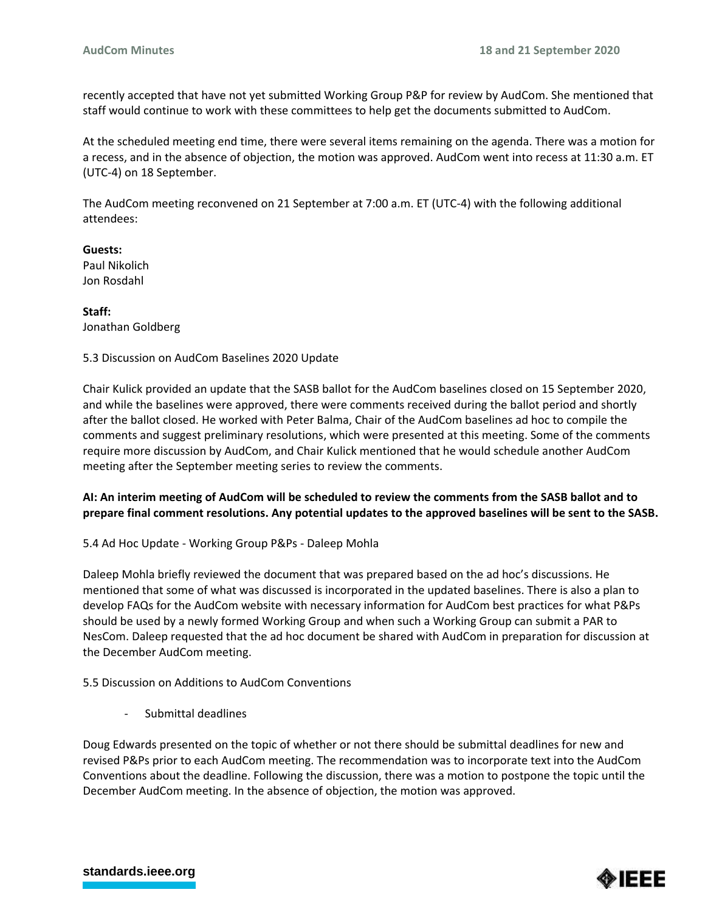recently accepted that have not yet submitted Working Group P&P for review by AudCom. She mentioned that staff would continue to work with these committees to help get the documents submitted to AudCom.

At the scheduled meeting end time, there were several items remaining on the agenda. There was a motion for a recess, and in the absence of objection, the motion was approved. AudCom went into recess at 11:30 a.m. ET (UTC-4) on 18 September.

The AudCom meeting reconvened on 21 September at 7:00 a.m. ET (UTC-4) with the following additional attendees:

**Guests:**
Paul Nikolich
Jon Rosdahl

**Staff:**
Jonathan Goldberg

5.3 Discussion on AudCom Baselines 2020 Update

Chair Kulick provided an update that the SASB ballot for the AudCom baselines closed on 15 September 2020, and while the baselines were approved, there were comments received during the ballot period and shortly after the ballot closed. He worked with Peter Balma, Chair of the AudCom baselines ad hoc to compile the comments and suggest preliminary resolutions, which were presented at this meeting. Some of the comments require more discussion by AudCom, and Chair Kulick mentioned that he would schedule another AudCom meeting after the September meeting series to review the comments.

**AI: An interim meeting of AudCom will be scheduled to review the comments from the SASB ballot and to prepare final comment resolutions. Any potential updates to the approved baselines will be sent to the SASB.**

5.4 Ad Hoc Update - Working Group P&Ps - Daleep Mohla

Daleep Mohla briefly reviewed the document that was prepared based on the ad hoc's discussions. He mentioned that some of what was discussed is incorporated in the updated baselines. There is also a plan to develop FAQs for the AudCom website with necessary information for AudCom best practices for what P&Ps should be used by a newly formed Working Group and when such a Working Group can submit a PAR to NesCom. Daleep requested that the ad hoc document be shared with AudCom in preparation for discussion at the December AudCom meeting.

5.5 Discussion on Additions to AudCom Conventions

- Submittal deadlines

Doug Edwards presented on the topic of whether or not there should be submittal deadlines for new and revised P&Ps prior to each AudCom meeting. The recommendation was to incorporate text into the AudCom Conventions about the deadline. Following the discussion, there was a motion to postpone the topic until the December AudCom meeting. In the absence of objection, the motion was approved.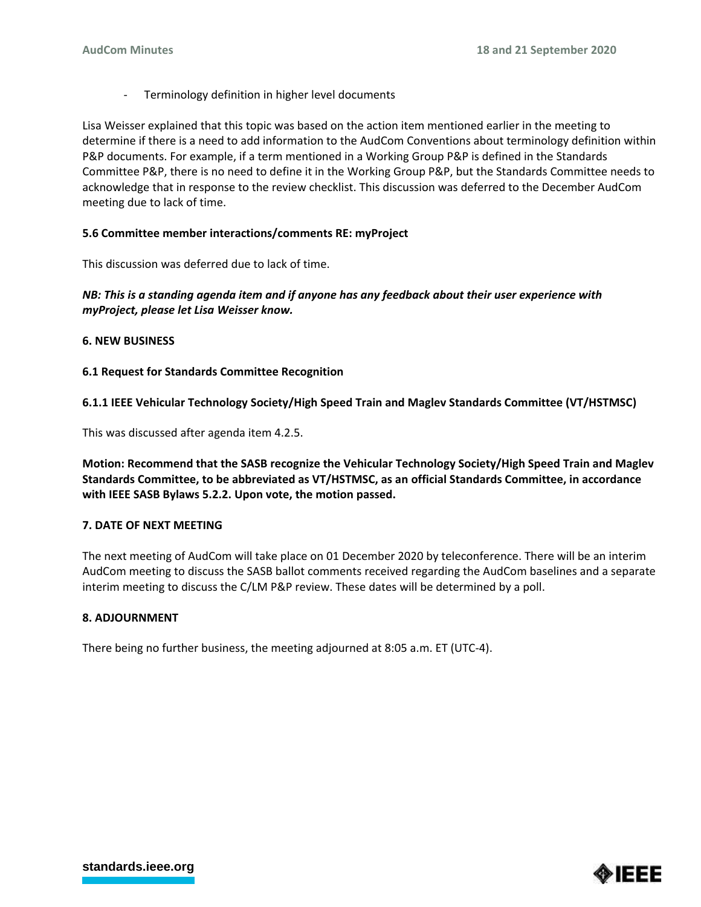- Terminology definition in higher level documents

Lisa Weisser explained that this topic was based on the action item mentioned earlier in the meeting to determine if there is a need to add information to the AudCom Conventions about terminology definition within P&P documents. For example, if a term mentioned in a Working Group P&P is defined in the Standards Committee P&P, there is no need to define it in the Working Group P&P, but the Standards Committee needs to acknowledge that in response to the review checklist. This discussion was deferred to the December AudCom meeting due to lack of time.

**5.6 Committee member interactions/comments RE: myProject**

This discussion was deferred due to lack of time.

***NB: This is a standing agenda item and if anyone has any feedback about their user experience with myProject, please let Lisa Weisser know.***

**6. NEW BUSINESS**

**6.1 Request for Standards Committee Recognition**

**6.1.1 IEEE Vehicular Technology Society/High Speed Train and Maglev Standards Committee (VT/HSTMSC)**

This was discussed after agenda item 4.2.5.

**Motion: Recommend that the SASB recognize the Vehicular Technology Society/High Speed Train and Maglev Standards Committee, to be abbreviated as VT/HSTMSC, as an official Standards Committee, in accordance with IEEE SASB Bylaws 5.2.2. Upon vote, the motion passed.**

**7. DATE OF NEXT MEETING**

The next meeting of AudCom will take place on 01 December 2020 by teleconference. There will be an interim AudCom meeting to discuss the SASB ballot comments received regarding the AudCom baselines and a separate interim meeting to discuss the C/LM P&P review. These dates will be determined by a poll.

**8. ADJOURNMENT**

There being no further business, the meeting adjourned at 8:05 a.m. ET (UTC-4).